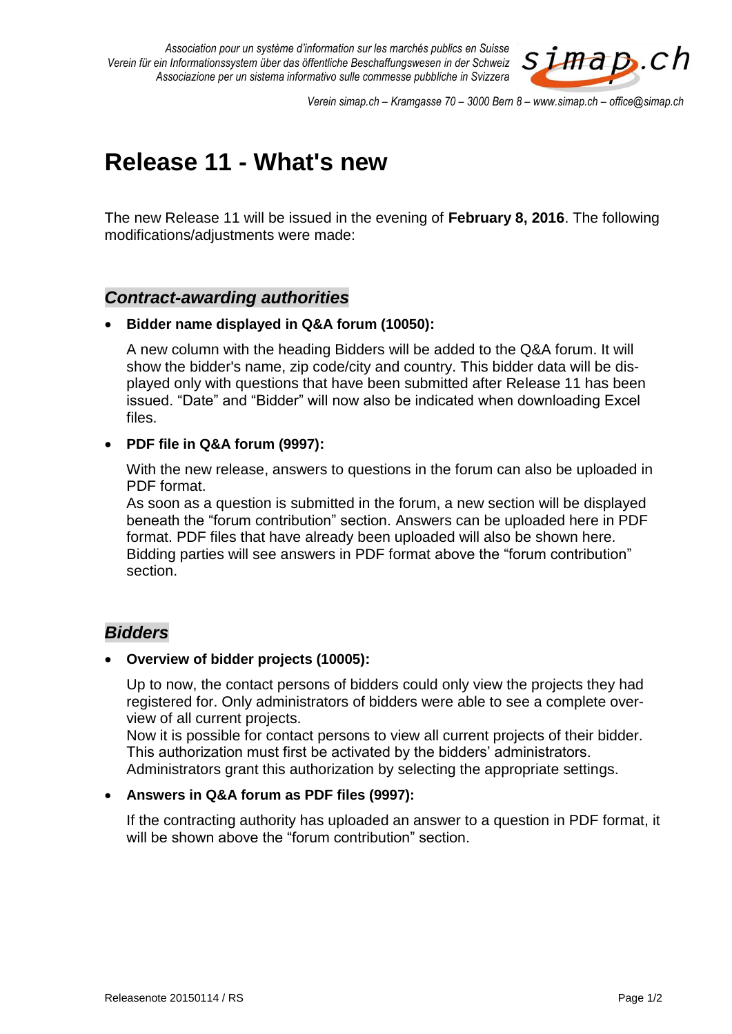*Association pour un système d'information sur les marchés publics en Suisse*
*Verein für ein Informationssystem über das öffentliche Beschaffungswesen in der Schweiz*
*Associazione per un sistema informativo sulle commesse pubbliche in Svizzera*

simap.ch

*Verein simap.ch – Kramgasse 70 – 3000 Bern 8 – www.simap.ch – office@simap.ch*

# Release 11 - What's new

The new Release 11 will be issued in the evening of **February 8, 2016**. The following modifications/adjustments were made:

## *Contract-awarding authorities*

- **Bidder name displayed in Q&A forum (10050):**

  A new column with the heading Bidders will be added to the Q&A forum. It will show the bidder's name, zip code/city and country. This bidder data will be displayed only with questions that have been submitted after Release 11 has been issued. "Date" and "Bidder" will now also be indicated when downloading Excel files.

- **PDF file in Q&A forum (9997):**

  With the new release, answers to questions in the forum can also be uploaded in PDF format.
  As soon as a question is submitted in the forum, a new section will be displayed beneath the "forum contribution" section. Answers can be uploaded here in PDF format. PDF files that have already been uploaded will also be shown here.
  Bidding parties will see answers in PDF format above the "forum contribution" section.

## *Bidders*

- **Overview of bidder projects (10005):**

  Up to now, the contact persons of bidders could only view the projects they had registered for. Only administrators of bidders were able to see a complete overview of all current projects.
  Now it is possible for contact persons to view all current projects of their bidder. This authorization must first be activated by the bidders' administrators. Administrators grant this authorization by selecting the appropriate settings.

- **Answers in Q&A forum as PDF files (9997):**

  If the contracting authority has uploaded an answer to a question in PDF format, it will be shown above the "forum contribution" section.

Releasenote 20150114 / RS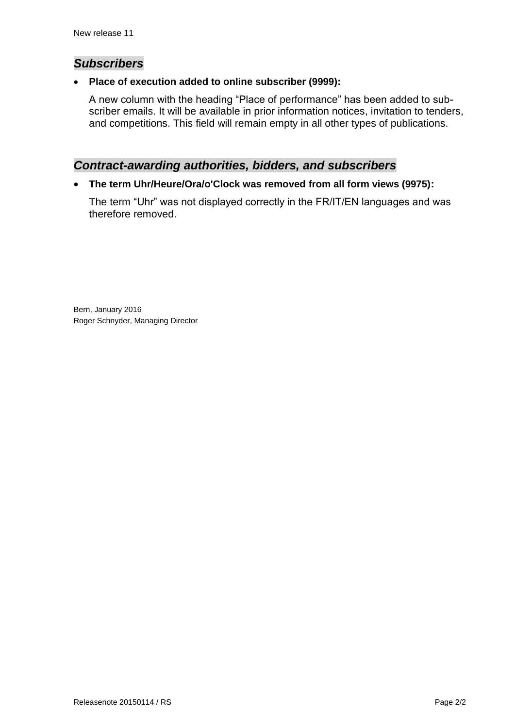## *Subscribers*

- **Place of execution added to online subscriber (9999):**

  A new column with the heading “Place of performance” has been added to subscriber emails. It will be available in prior information notices, invitation to tenders, and competitions. This field will remain empty in all other types of publications.

## *Contract-awarding authorities, bidders, and subscribers*

- **The term Uhr/Heure/Ora/o'Clock was removed from all form views (9975):**

  The term “Uhr” was not displayed correctly in the FR/IT/EN languages and was therefore removed.

Bern, January 2016
Roger Schnyder, Managing Director